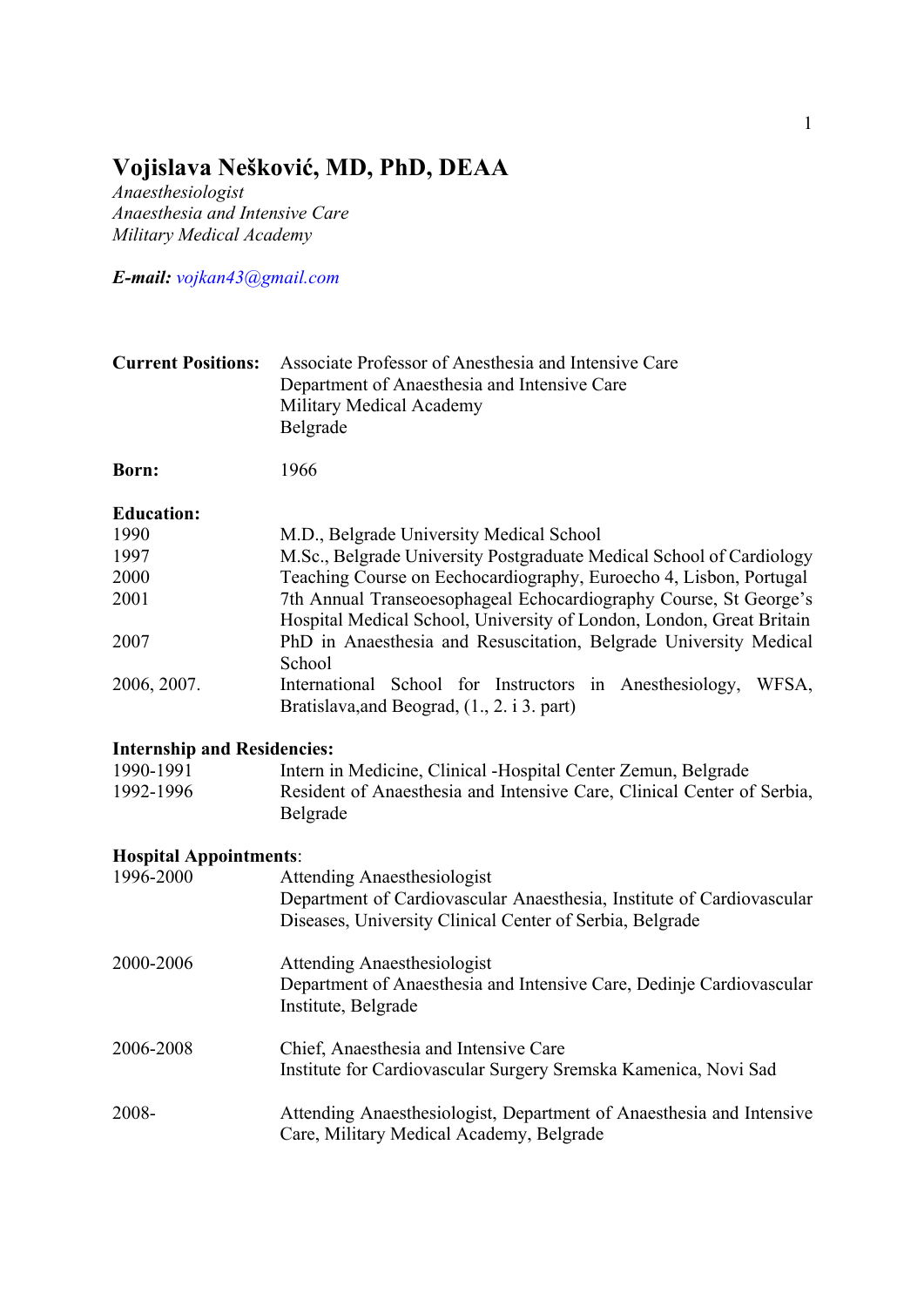# Vojislava Nešković, MD, PhD, DEAA

*Anaesthesiologist*
*Anaesthesia and Intensive Care*
*Military Medical Academy*

***E-mail:*** *vojkan43@gmail.com*

**Current Positions:** Associate Professor of Anesthesia and Intensive Care
Department of Anaesthesia and Intensive Care
Military Medical Academy
Belgrade

**Born:** 1966

**Education:**

| | |
|---|---|
| 1990 | M.D., Belgrade University Medical School |
| 1997 | M.Sc., Belgrade University Postgraduate Medical School of Cardiology |
| 2000 | Teaching Course on Eechocardiography, Euroecho 4, Lisbon, Portugal |
| 2001 | 7th Annual Transeoesophageal Echocardiography Course, St George's Hospital Medical School, University of London, London, Great Britain |
| 2007 | PhD in Anaesthesia and Resuscitation, Belgrade University Medical School |
| 2006, 2007. | International School for Instructors in Anesthesiology, WFSA, Bratislava,and Beograd, (1., 2. i 3. part) |

**Internship and Residencies:**

| | |
|---|---|
| 1990-1991 | Intern in Medicine, Clinical -Hospital Center Zemun, Belgrade |
| 1992-1996 | Resident of Anaesthesia and Intensive Care, Clinical Center of Serbia, Belgrade |

**Hospital Appointments**:

| | |
|---|---|
| 1996-2000 | Attending Anaesthesiologist<br>Department of Cardiovascular Anaesthesia, Institute of Cardiovascular Diseases, University Clinical Center of Serbia, Belgrade |
| 2000-2006 | Attending Anaesthesiologist<br>Department of Anaesthesia and Intensive Care, Dedinje Cardiovascular Institute, Belgrade |
| 2006-2008 | Chief, Anaesthesia and Intensive Care<br>Institute for Cardiovascular Surgery Sremska Kamenica, Novi Sad |
| 2008- | Attending Anaesthesiologist, Department of Anaesthesia and Intensive Care, Military Medical Academy, Belgrade |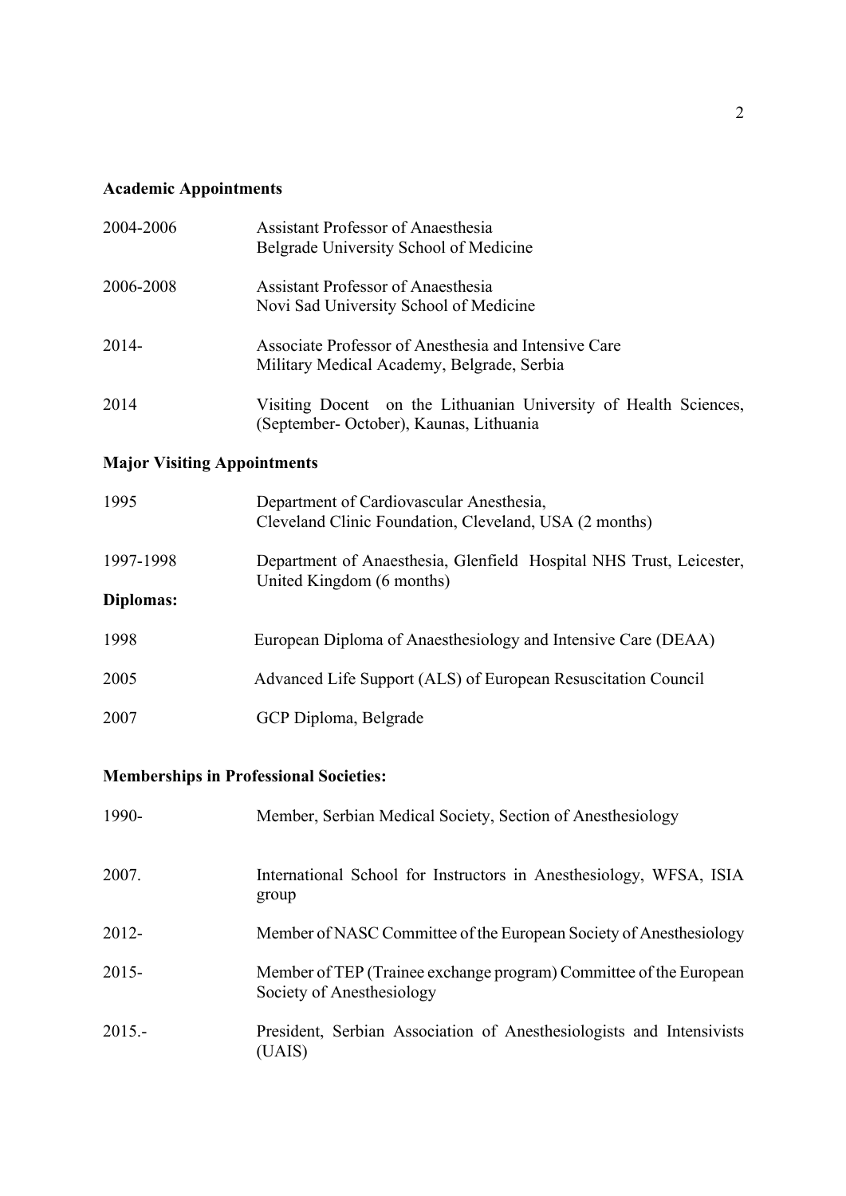## Academic Appointments

| | |
|---|---|
| 2004-2006 | Assistant Professor of Anaesthesia<br>Belgrade University School of Medicine |
| 2006-2008 | Assistant Professor of Anaesthesia<br>Novi Sad University School of Medicine |
| 2014- | Associate Professor of Anesthesia and Intensive Care<br>Military Medical Academy, Belgrade, Serbia |
| 2014 | Visiting Docent on the Lithuanian University of Health Sciences, (September- October), Kaunas, Lithuania |

## Major Visiting Appointments

| | |
|---|---|
| 1995 | Department of Cardiovascular Anesthesia,<br>Cleveland Clinic Foundation, Cleveland, USA (2 months) |
| 1997-1998 | Department of Anaesthesia, Glenfield Hospital NHS Trust, Leicester, United Kingdom (6 months) |

## Diplomas:

| | |
|---|---|
| 1998 | European Diploma of Anaesthesiology and Intensive Care (DEAA) |
| 2005 | Advanced Life Support (ALS) of European Resuscitation Council |
| 2007 | GCP Diploma, Belgrade |

## Memberships in Professional Societies:

| | |
|---|---|
| 1990- | Member, Serbian Medical Society, Section of Anesthesiology |
| 2007. | International School for Instructors in Anesthesiology, WFSA, ISIA group |
| 2012- | Member of NASC Committee of the European Society of Anesthesiology |
| 2015- | Member of TEP (Trainee exchange program) Committee of the European Society of Anesthesiology |
| 2015.- | President, Serbian Association of Anesthesiologists and Intensivists (UAIS) |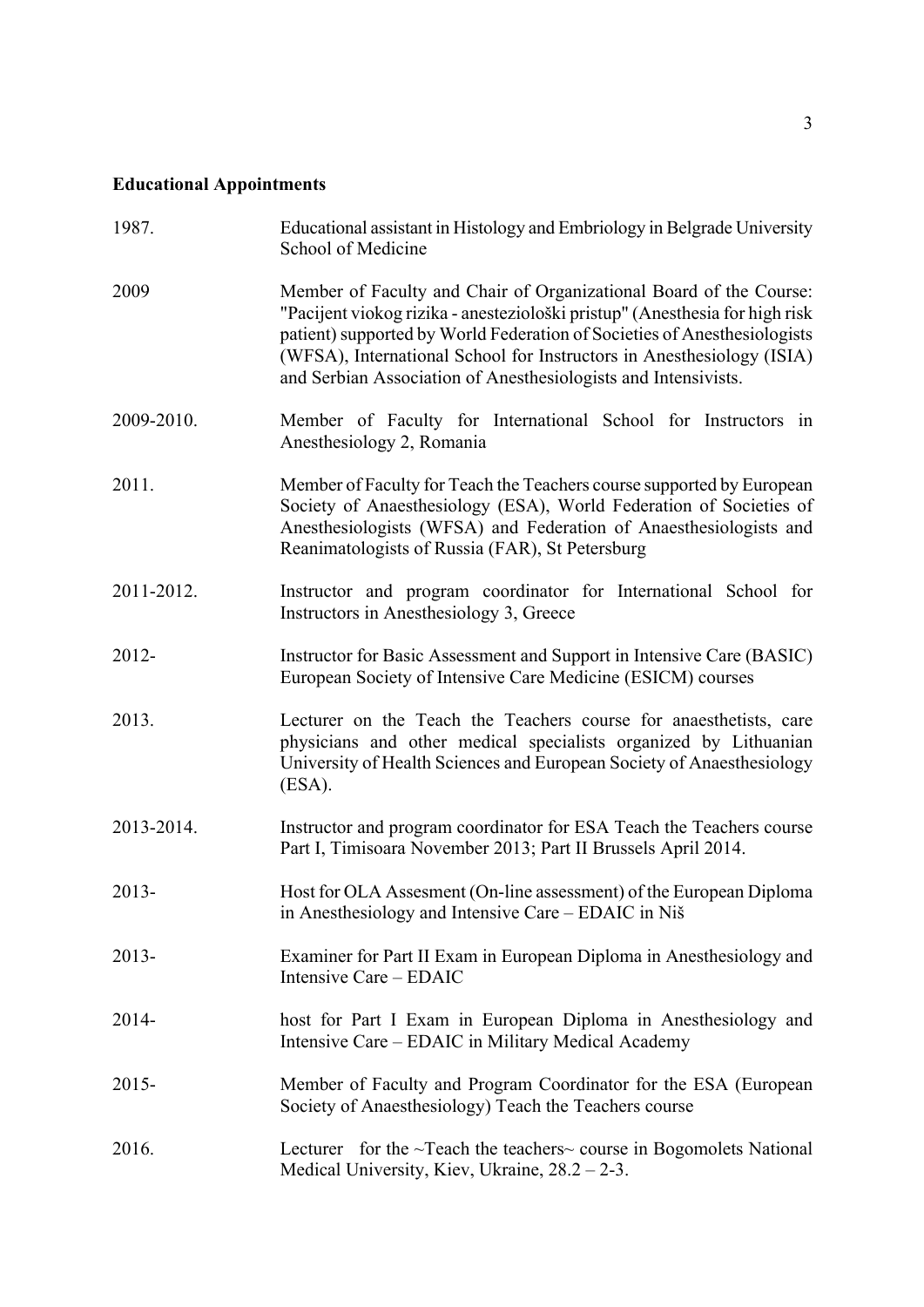**Educational Appointments**

| | |
|---|---|
| 1987. | Educational assistant in Histology and Embriology in Belgrade University School of Medicine |
| 2009 | Member of Faculty and Chair of Organizational Board of the Course: "Pacijent viokog rizika - anesteziološki pristup" (Anesthesia for high risk patient) supported by World Federation of Societies of Anesthesiologists (WFSA), International School for Instructors in Anesthesiology (ISIA) and Serbian Association of Anesthesiologists and Intensivists. |
| 2009-2010. | Member of Faculty for International School for Instructors in Anesthesiology 2, Romania |
| 2011. | Member of Faculty for Teach the Teachers course supported by European Society of Anaesthesiology (ESA), World Federation of Societies of Anesthesiologists (WFSA) and Federation of Anaesthesiologists and Reanimatologists of Russia (FAR), St Petersburg |
| 2011-2012. | Instructor and program coordinator for International School for Instructors in Anesthesiology 3, Greece |
| 2012- | Instructor for Basic Assessment and Support in Intensive Care (BASIC) European Society of Intensive Care Medicine (ESICM) courses |
| 2013. | Lecturer on the Teach the Teachers course for anaesthetists, care physicians and other medical specialists organized by Lithuanian University of Health Sciences and European Society of Anaesthesiology (ESA). |
| 2013-2014. | Instructor and program coordinator for ESA Teach the Teachers course Part I, Timisoara November 2013; Part II Brussels April 2014. |
| 2013- | Host for OLA Assesment (On-line assessment) of the European Diploma in Anesthesiology and Intensive Care – EDAIC in Niš |
| 2013- | Examiner for Part II Exam in European Diploma in Anesthesiology and Intensive Care – EDAIC |
| 2014- | host for Part I Exam in European Diploma in Anesthesiology and Intensive Care – EDAIC in Military Medical Academy |
| 2015- | Member of Faculty and Program Coordinator for the ESA (European Society of Anaesthesiology) Teach the Teachers course |
| 2016. | Lecturer for the ~Teach the teachers~ course in Bogomolets National Medical University, Kiev, Ukraine, 28.2 – 2-3. |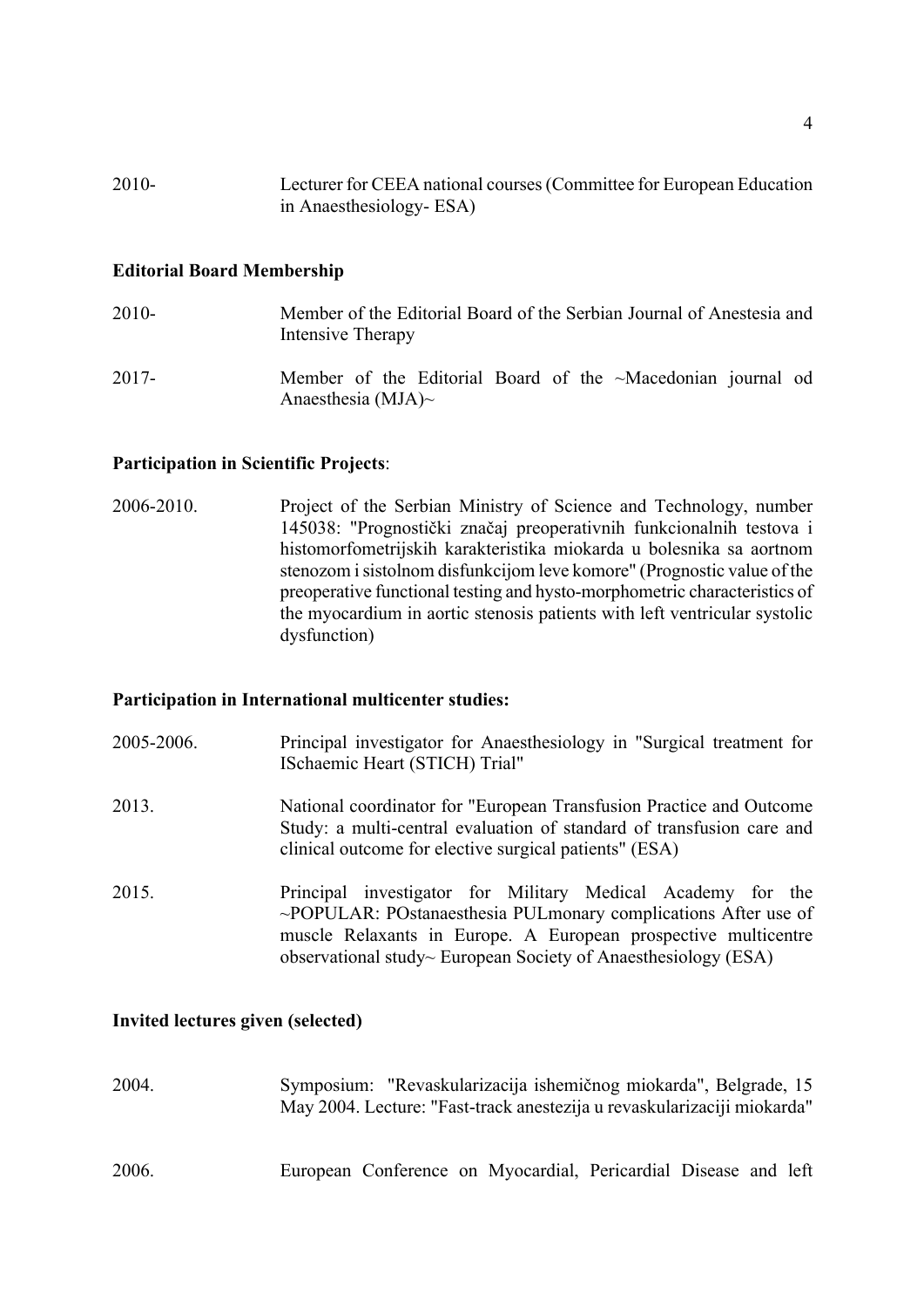2010- Lecturer for CEEA national courses (Committee for European Education in Anaesthesiology- ESA)

**Editorial Board Membership**

2010- Member of the Editorial Board of the Serbian Journal of Anestesia and Intensive Therapy

2017- Member of the Editorial Board of the ~Macedonian journal od Anaesthesia (MJA)~

**Participation in Scientific Projects**:

2006-2010. Project of the Serbian Ministry of Science and Technology, number 145038: "Prognostički značaj preoperativnih funkcionalnih testova i histomorfometrijskih karakteristika miokarda u bolesnika sa aortnom stenozom i sistolnom disfunkcijom leve komore" (Prognostic value of the preoperative functional testing and hysto-morphometric characteristics of the myocardium in aortic stenosis patients with left ventricular systolic dysfunction)

**Participation in International multicenter studies:**

2005-2006. Principal investigator for Anaesthesiology in "Surgical treatment for ISchaemic Heart (STICH) Trial"

2013. National coordinator for "European Transfusion Practice and Outcome Study: a multi-central evaluation of standard of transfusion care and clinical outcome for elective surgical patients" (ESA)

2015. Principal investigator for Military Medical Academy for the ~POPULAR: POstanaesthesia PULmonary complications After use of muscle Relaxants in Europe. A European prospective multicentre observational study~ European Society of Anaesthesiology (ESA)

**Invited lectures given (selected)**

2004. Symposium: "Revaskularizacija ishemičnog miokarda", Belgrade, 15 May 2004. Lecture: "Fast-track anestezija u revaskularizaciji miokarda"

2006. European Conference on Myocardial, Pericardial Disease and left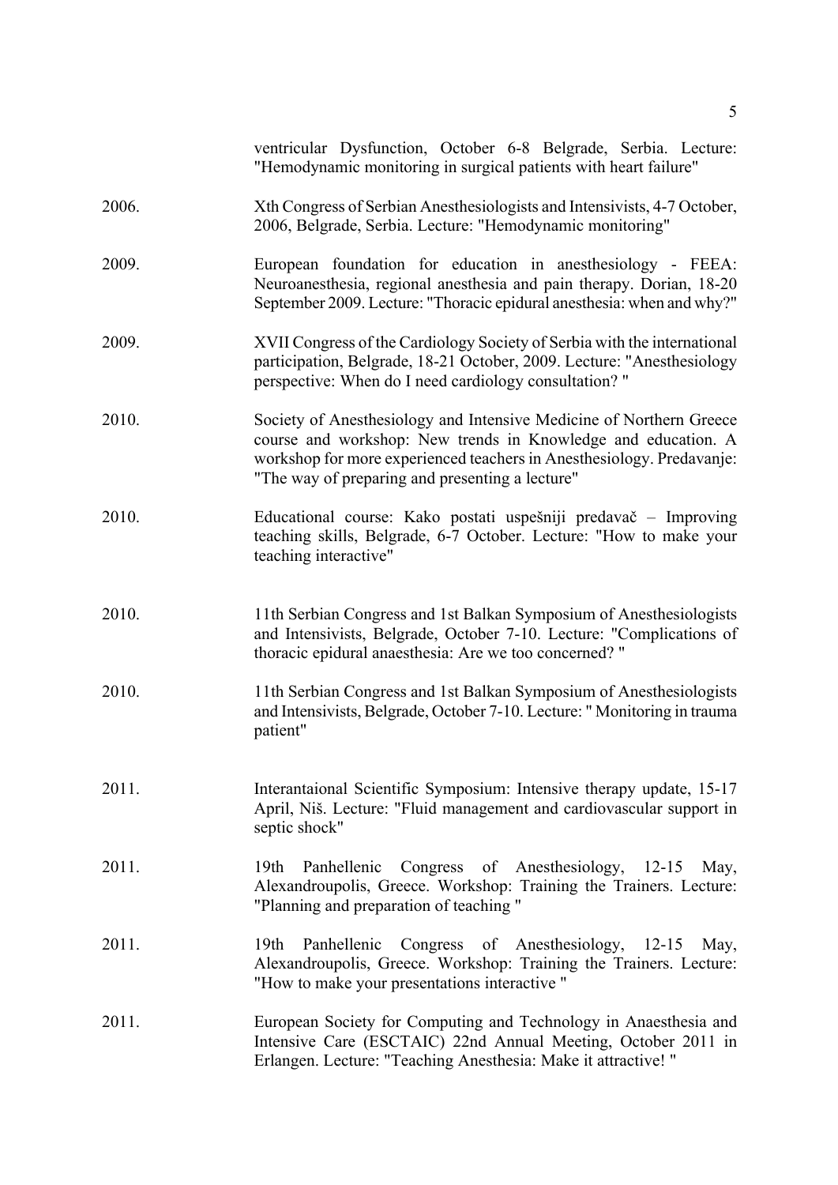| | |
|---|---|
| | ventricular Dysfunction, October 6-8 Belgrade, Serbia. Lecture: "Hemodynamic monitoring in surgical patients with heart failure" |
| 2006. | Xth Congress of Serbian Anesthesiologists and Intensivists, 4-7 October, 2006, Belgrade, Serbia. Lecture: "Hemodynamic monitoring" |
| 2009. | European foundation for education in anesthesiology - FEEA: Neuroanesthesia, regional anesthesia and pain therapy. Dorian, 18-20 September 2009. Lecture: "Thoracic epidural anesthesia: when and why?" |
| 2009. | XVII Congress of the Cardiology Society of Serbia with the international participation, Belgrade, 18-21 October, 2009. Lecture: "Anesthesiology perspective: When do I need cardiology consultation? " |
| 2010. | Society of Anesthesiology and Intensive Medicine of Northern Greece course and workshop: New trends in Knowledge and education. A workshop for more experienced teachers in Anesthesiology. Predavanje: "The way of preparing and presenting a lecture" |
| 2010. | Educational course: Kako postati uspešniji predavač – Improving teaching skills, Belgrade, 6-7 October. Lecture: "How to make your teaching interactive" |
| 2010. | 11th Serbian Congress and 1st Balkan Symposium of Anesthesiologists and Intensivists, Belgrade, October 7-10. Lecture: "Complications of thoracic epidural anaesthesia: Are we too concerned? " |
| 2010. | 11th Serbian Congress and 1st Balkan Symposium of Anesthesiologists and Intensivists, Belgrade, October 7-10. Lecture: " Monitoring in trauma patient" |
| 2011. | Interantaional Scientific Symposium: Intensive therapy update, 15-17 April, Niš. Lecture: "Fluid management and cardiovascular support in septic shock" |
| 2011. | 19th Panhellenic Congress of Anesthesiology, 12-15 May, Alexandroupolis, Greece. Workshop: Training the Trainers. Lecture: "Planning and preparation of teaching " |
| 2011. | 19th Panhellenic Congress of Anesthesiology, 12-15 May, Alexandroupolis, Greece. Workshop: Training the Trainers. Lecture: "How to make your presentations interactive " |
| 2011. | European Society for Computing and Technology in Anaesthesia and Intensive Care (ESCTAIC) 22nd Annual Meeting, October 2011 in Erlangen. Lecture: "Teaching Anesthesia: Make it attractive! " |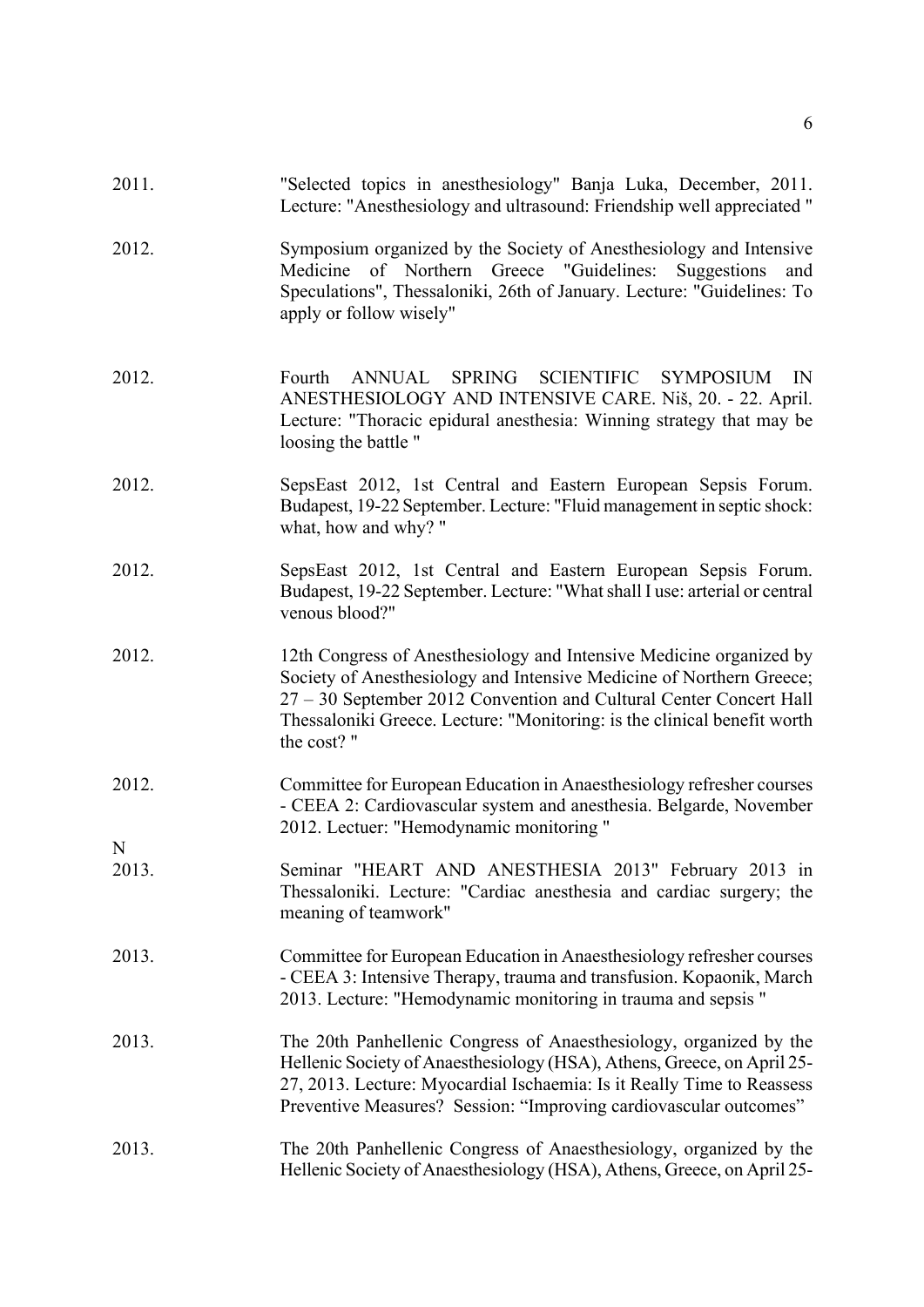2011. "Selected topics in anesthesiology" Banja Luka, December, 2011. Lecture: "Anesthesiology and ultrasound: Friendship well appreciated "

2012. Symposium organized by the Society of Anesthesiology and Intensive Medicine of Northern Greece "Guidelines: Suggestions and Speculations", Thessaloniki, 26th of January. Lecture: "Guidelines: To apply or follow wisely"

2012. Fourth ANNUAL SPRING SCIENTIFIC SYMPOSIUM IN ANESTHESIOLOGY AND INTENSIVE CARE. Niš, 20. - 22. April. Lecture: "Thoracic epidural anesthesia: Winning strategy that may be loosing the battle "

2012. SepsEast 2012, 1st Central and Eastern European Sepsis Forum. Budapest, 19-22 September. Lecture: "Fluid management in septic shock: what, how and why? "

2012. SepsEast 2012, 1st Central and Eastern European Sepsis Forum. Budapest, 19-22 September. Lecture: "What shall I use: arterial or central venous blood?"

2012. 12th Congress of Anesthesiology and Intensive Medicine organized by Society of Anesthesiology and Intensive Medicine of Northern Greece; 27 – 30 September 2012 Convention and Cultural Center Concert Hall Thessaloniki Greece. Lecture: "Monitoring: is the clinical benefit worth the cost? "

2012. Committee for European Education in Anaesthesiology refresher courses - CEEA 2: Cardiovascular system and anesthesia. Belgarde, November 2012. Lectuer: "Hemodynamic monitoring "

N

2013. Seminar "HEART AND ANESTHESIA 2013" February 2013 in Thessaloniki. Lecture: "Cardiac anesthesia and cardiac surgery; the meaning of teamwork"

2013. Committee for European Education in Anaesthesiology refresher courses - CEEA 3: Intensive Therapy, trauma and transfusion. Kopaonik, March 2013. Lecture: "Hemodynamic monitoring in trauma and sepsis "

2013. The 20th Panhellenic Congress of Anaesthesiology, organized by the Hellenic Society of Anaesthesiology (HSA), Athens, Greece, on April 25-27, 2013. Lecture: Myocardial Ischaemia: Is it Really Time to Reassess Preventive Measures? Session: "Improving cardiovascular outcomes"

2013. The 20th Panhellenic Congress of Anaesthesiology, organized by the Hellenic Society of Anaesthesiology (HSA), Athens, Greece, on April 25-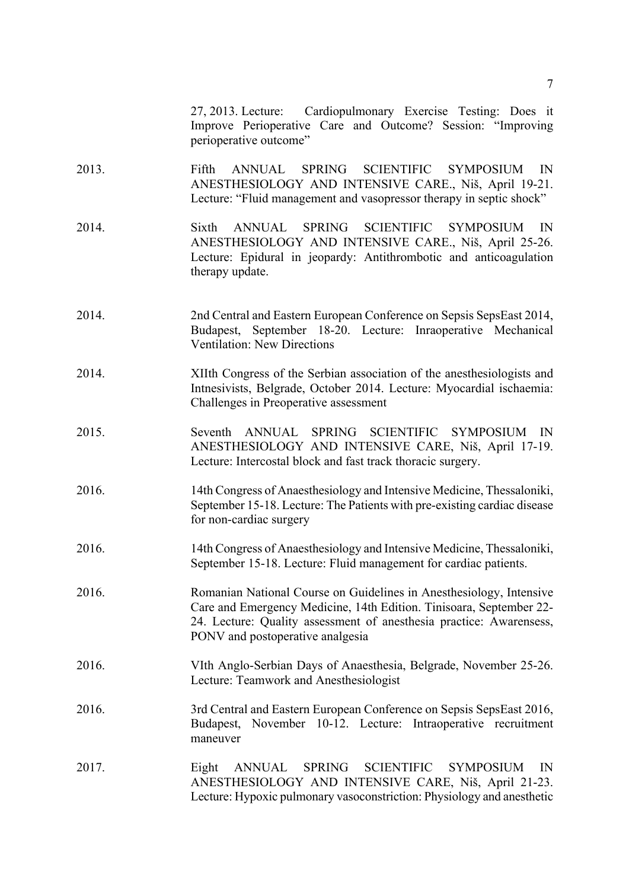27, 2013. Lecture: Cardiopulmonary Exercise Testing: Does it Improve Perioperative Care and Outcome? Session: "Improving perioperative outcome"

2013. Fifth ANNUAL SPRING SCIENTIFIC SYMPOSIUM IN ANESTHESIOLOGY AND INTENSIVE CARE., Niš, April 19-21. Lecture: "Fluid management and vasopressor therapy in septic shock"

2014. Sixth ANNUAL SPRING SCIENTIFIC SYMPOSIUM IN ANESTHESIOLOGY AND INTENSIVE CARE., Niš, April 25-26. Lecture: Epidural in jeopardy: Antithrombotic and anticoagulation therapy update.

2014. 2nd Central and Eastern European Conference on Sepsis SepsEast 2014, Budapest, September 18-20. Lecture: Inraoperative Mechanical Ventilation: New Directions

2014. XIIth Congress of the Serbian association of the anesthesiologists and Intnesivists, Belgrade, October 2014. Lecture: Myocardial ischaemia: Challenges in Preoperative assessment

2015. Seventh ANNUAL SPRING SCIENTIFIC SYMPOSIUM IN ANESTHESIOLOGY AND INTENSIVE CARE, Niš, April 17-19. Lecture: Intercostal block and fast track thoracic surgery.

2016. 14th Congress of Anaesthesiology and Intensive Medicine, Thessaloniki, September 15-18. Lecture: The Patients with pre-existing cardiac disease for non-cardiac surgery

2016. 14th Congress of Anaesthesiology and Intensive Medicine, Thessaloniki, September 15-18. Lecture: Fluid management for cardiac patients.

2016. Romanian National Course on Guidelines in Anesthesiology, Intensive Care and Emergency Medicine, 14th Edition. Tinisoara, September 22-24. Lecture: Quality assessment of anesthesia practice: Awarensess, PONV and postoperative analgesia

2016. VIth Anglo-Serbian Days of Anaesthesia, Belgrade, November 25-26. Lecture: Teamwork and Anesthesiologist

2016. 3rd Central and Eastern European Conference on Sepsis SepsEast 2016, Budapest, November 10-12. Lecture: Intraoperative recruitment maneuver

2017. Eight ANNUAL SPRING SCIENTIFIC SYMPOSIUM IN ANESTHESIOLOGY AND INTENSIVE CARE, Niš, April 21-23. Lecture: Hypoxic pulmonary vasoconstriction: Physiology and anesthetic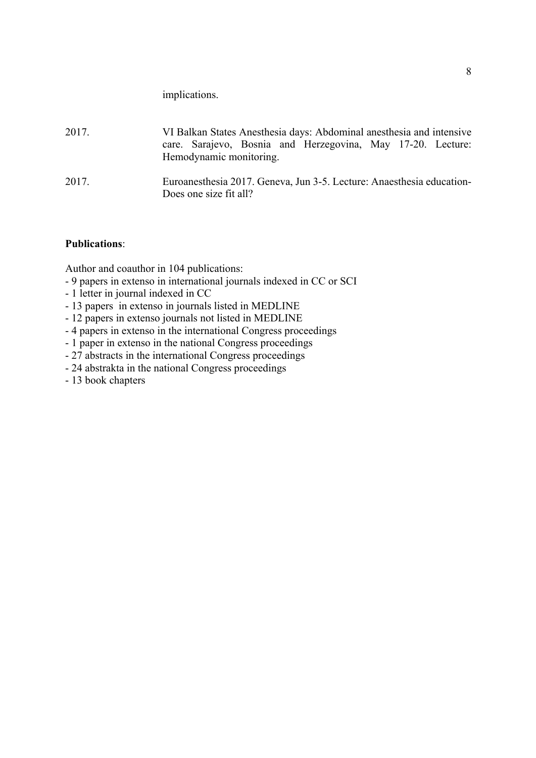implications.

| | |
|---|---|
| 2017. | VI Balkan States Anesthesia days: Abdominal anesthesia and intensive care. Sarajevo, Bosnia and Herzegovina, May 17-20. Lecture: Hemodynamic monitoring. |
| 2017. | Euroanesthesia 2017. Geneva, Jun 3-5. Lecture: Anaesthesia education- Does one size fit all? |

**Publications**:

Author and coauthor in 104 publications:

- 9 papers in extenso in international journals indexed in CC or SCI
- 1 letter in journal indexed in CC
- 13 papers in extenso in journals listed in MEDLINE
- 12 papers in extenso journals not listed in MEDLINE
- 4 papers in extenso in the international Congress proceedings
- 1 paper in extenso in the national Congress proceedings
- 27 abstracts in the international Congress proceedings
- 24 abstrakta in the national Congress proceedings
- 13 book chapters